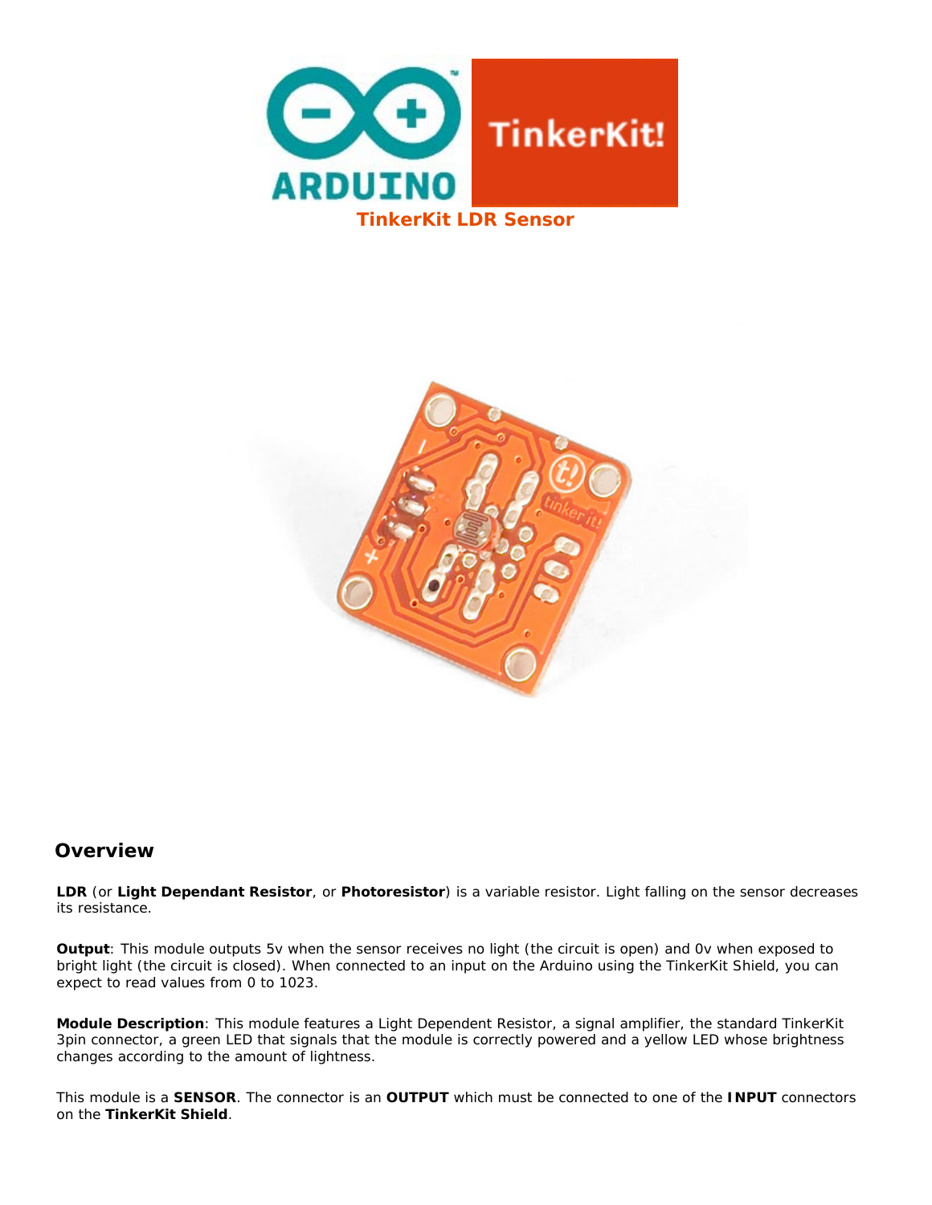# TinkerKit LDR Sensor

## Overview

**LDR** (or **Light Dependant Resistor**, or **Photoresistor**) is a variable resistor. Light falling on the sensor decreases its resistance.

**Output**: This module outputs 5v when the sensor receives no light (the circuit is open) and 0v when exposed to bright light (the circuit is closed). When connected to an input on the Arduino using the TinkerKit Shield, you can expect to read values from 0 to 1023.

**Module Description**: This module features a Light Dependent Resistor, a signal amplifier, the standard TinkerKit 3pin connector, a green LED that signals that the module is correctly powered and a yellow LED whose brightness changes according to the amount of lightness.

This module is a **SENSOR**. The connector is an **OUTPUT** which must be connected to one of the **INPUT** connectors on the **TinkerKit Shield**.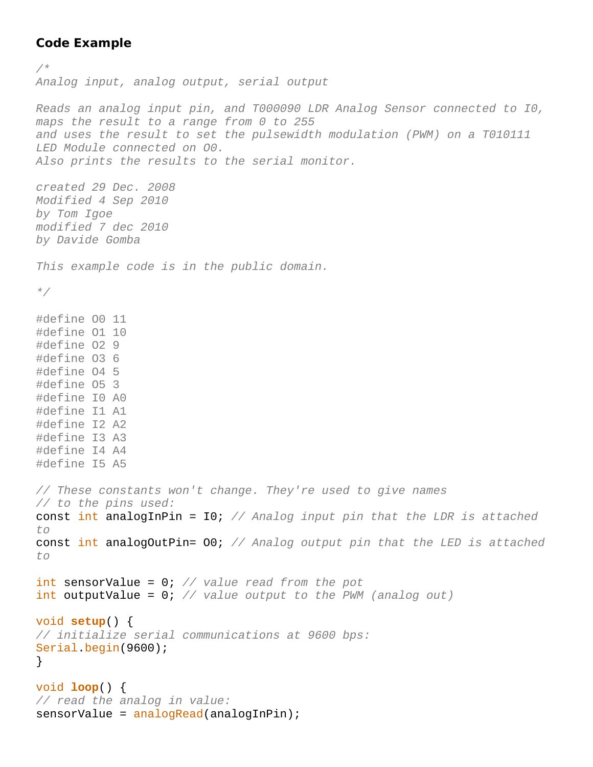**Code Example**

```
/*
Analog input, analog output, serial output

Reads an analog input pin, and T000090 LDR Analog Sensor connected to I0,
maps the result to a range from 0 to 255
and uses the result to set the pulsewidth modulation (PWM) on a T010111
LED Module connected on O0.
Also prints the results to the serial monitor.

created 29 Dec. 2008
Modified 4 Sep 2010
by Tom Igoe
modified 7 dec 2010
by Davide Gomba

This example code is in the public domain.

*/

#define O0 11
#define O1 10
#define O2 9
#define O3 6
#define O4 5
#define O5 3
#define I0 A0
#define I1 A1
#define I2 A2
#define I3 A3
#define I4 A4
#define I5 A5

// These constants won't change. They're used to give names
// to the pins used:
const int analogInPin = I0; // Analog input pin that the LDR is attached
to
const int analogOutPin= O0; // Analog output pin that the LED is attached
to

int sensorValue = 0; // value read from the pot
int outputValue = 0; // value output to the PWM (analog out)

void setup() {
// initialize serial communications at 9600 bps:
Serial.begin(9600);
}

void loop() {
// read the analog in value:
sensorValue = analogRead(analogInPin);
```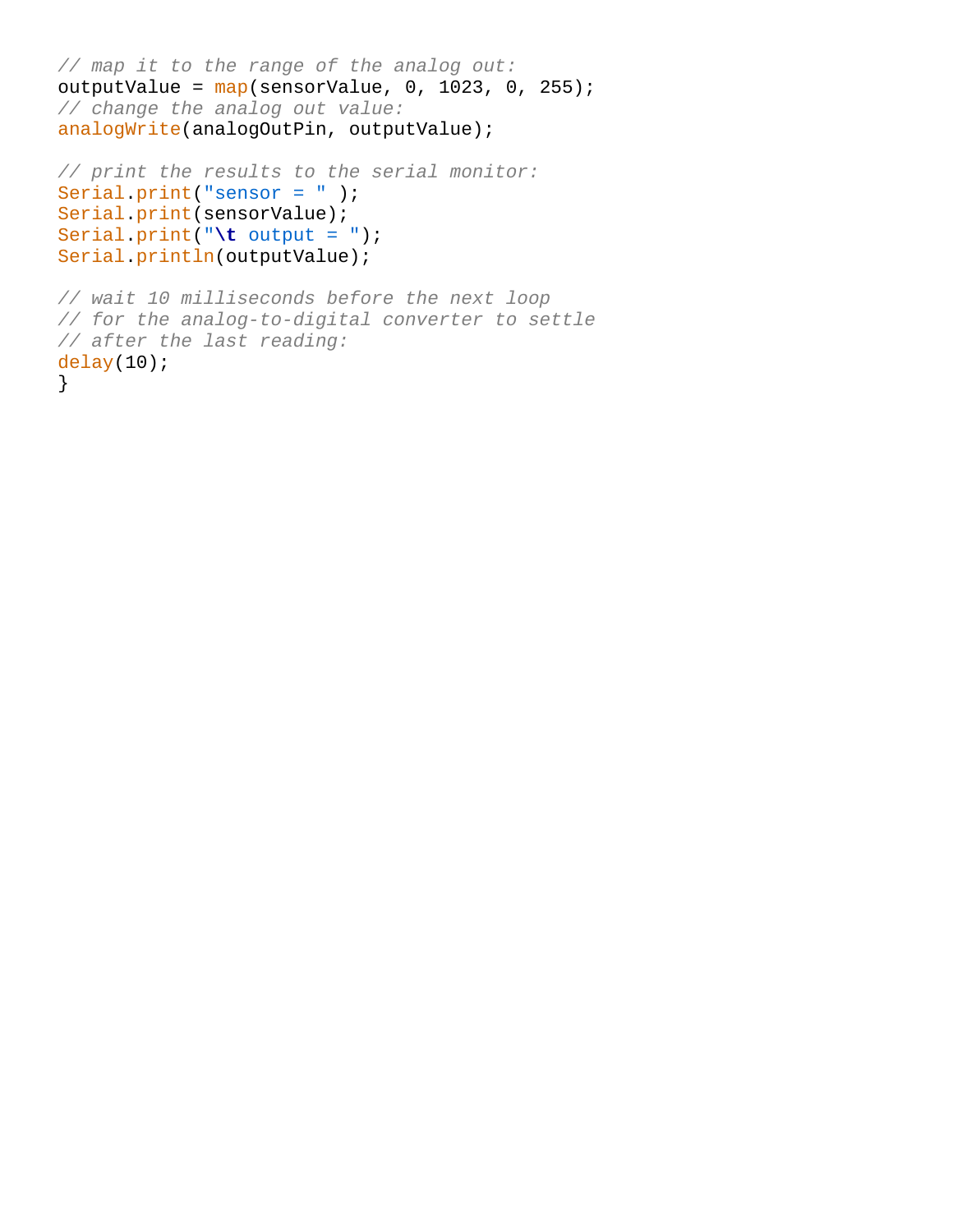```
// map it to the range of the analog out:
outputValue = map(sensorValue, 0, 1023, 0, 255);
// change the analog out value:
analogWrite(analogOutPin, outputValue);

// print the results to the serial monitor:
Serial.print("sensor = " );
Serial.print(sensorValue);
Serial.print("\t output = ");
Serial.println(outputValue);

// wait 10 milliseconds before the next loop
// for the analog-to-digital converter to settle
// after the last reading:
delay(10);
}
```